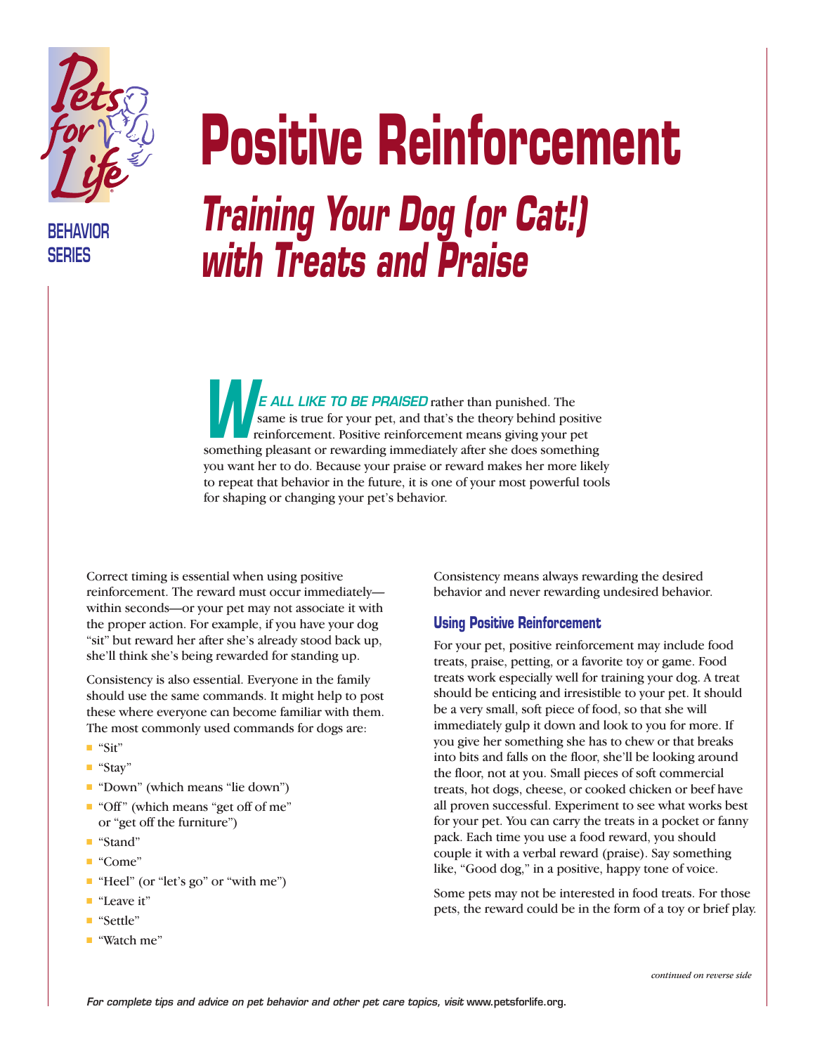BEHAVIOR SERIES

# Positive Reinforcement

## *Training Your Dog (or Cat!) with Treats and Praise*

***WE ALL LIKE TO BE PRAISED*** rather than punished. The same is true for your pet, and that's the theory behind positive reinforcement. Positive reinforcement means giving your pet something pleasant or rewarding immediately after she does something you want her to do. Because your praise or reward makes her more likely to repeat that behavior in the future, it is one of your most powerful tools for shaping or changing your pet's behavior.

Correct timing is essential when using positive reinforcement. The reward must occur immediately—within seconds—or your pet may not associate it with the proper action. For example, if you have your dog "sit" but reward her after she's already stood back up, she'll think she's being rewarded for standing up.

Consistency is also essential. Everyone in the family should use the same commands. It might help to post these where everyone can become familiar with them. The most commonly used commands for dogs are:

- "Sit"
- "Stay"
- "Down" (which means "lie down")
- "Off" (which means "get off of me" or "get off the furniture")
- "Stand"
- "Come"
- "Heel" (or "let's go" or "with me")
- "Leave it"
- "Settle"
- "Watch me"

Consistency means always rewarding the desired behavior and never rewarding undesired behavior.

### Using Positive Reinforcement

For your pet, positive reinforcement may include food treats, praise, petting, or a favorite toy or game. Food treats work especially well for training your dog. A treat should be enticing and irresistible to your pet. It should be a very small, soft piece of food, so that she will immediately gulp it down and look to you for more. If you give her something she has to chew or that breaks into bits and falls on the floor, she'll be looking around the floor, not at you. Small pieces of soft commercial treats, hot dogs, cheese, or cooked chicken or beef have all proven successful. Experiment to see what works best for your pet. You can carry the treats in a pocket or fanny pack. Each time you use a food reward, you should couple it with a verbal reward (praise). Say something like, "Good dog," in a positive, happy tone of voice.

Some pets may not be interested in food treats. For those pets, the reward could be in the form of a toy or brief play.

*continued on reverse side*

*For complete tips and advice on pet behavior and other pet care topics, visit* www.petsforlife.org.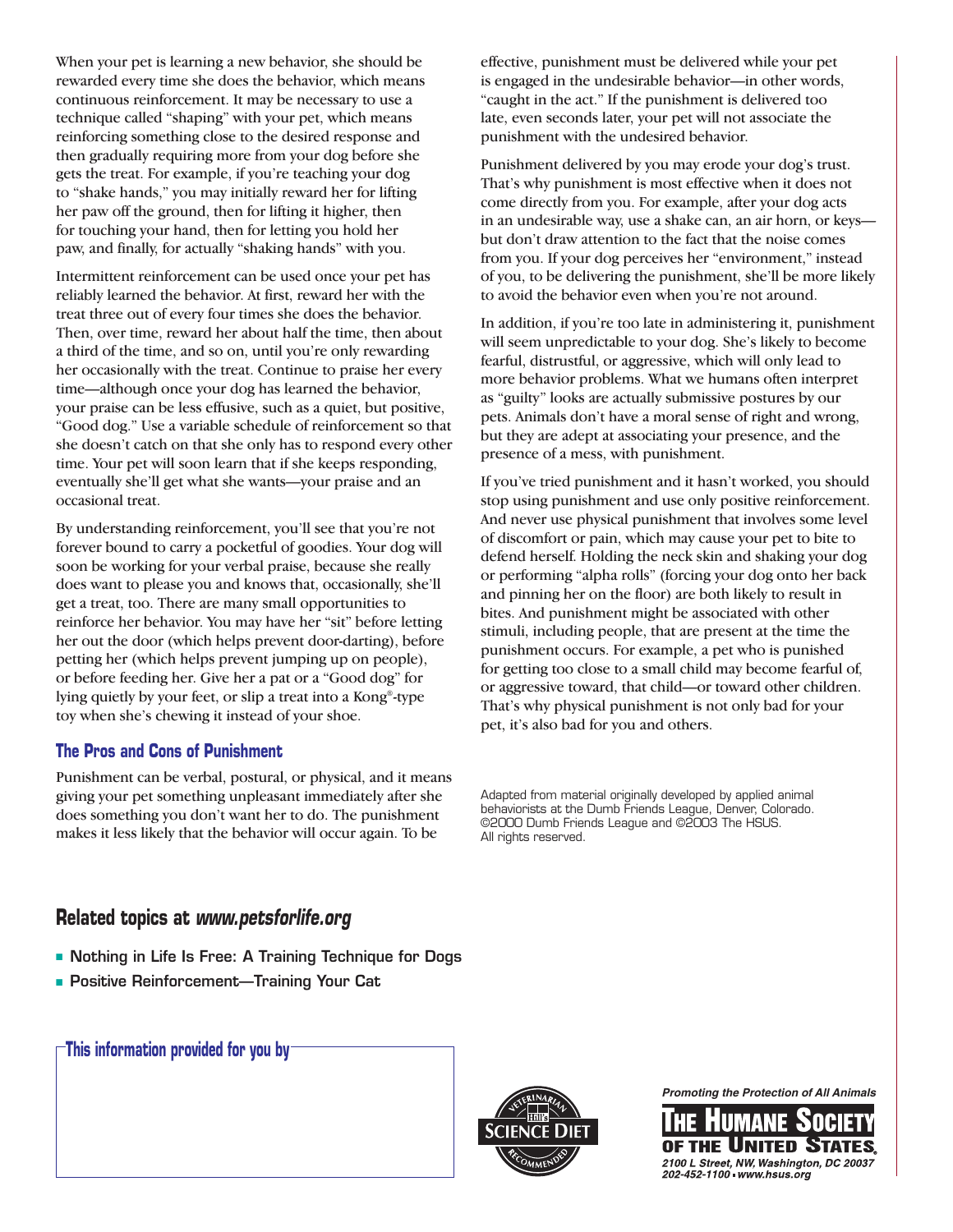When your pet is learning a new behavior, she should be rewarded every time she does the behavior, which means continuous reinforcement. It may be necessary to use a technique called "shaping" with your pet, which means reinforcing something close to the desired response and then gradually requiring more from your dog before she gets the treat. For example, if you're teaching your dog to "shake hands," you may initially reward her for lifting her paw off the ground, then for lifting it higher, then for touching your hand, then for letting you hold her paw, and finally, for actually "shaking hands" with you.

Intermittent reinforcement can be used once your pet has reliably learned the behavior. At first, reward her with the treat three out of every four times she does the behavior. Then, over time, reward her about half the time, then about a third of the time, and so on, until you're only rewarding her occasionally with the treat. Continue to praise her every time—although once your dog has learned the behavior, your praise can be less effusive, such as a quiet, but positive, "Good dog." Use a variable schedule of reinforcement so that she doesn't catch on that she only has to respond every other time. Your pet will soon learn that if she keeps responding, eventually she'll get what she wants—your praise and an occasional treat.

By understanding reinforcement, you'll see that you're not forever bound to carry a pocketful of goodies. Your dog will soon be working for your verbal praise, because she really does want to please you and knows that, occasionally, she'll get a treat, too. There are many small opportunities to reinforce her behavior. You may have her "sit" before letting her out the door (which helps prevent door-darting), before petting her (which helps prevent jumping up on people), or before feeding her. Give her a pat or a "Good dog" for lying quietly by your feet, or slip a treat into a Kong®-type toy when she's chewing it instead of your shoe.

### The Pros and Cons of Punishment

Punishment can be verbal, postural, or physical, and it means giving your pet something unpleasant immediately after she does something you don't want her to do. The punishment makes it less likely that the behavior will occur again. To be effective, punishment must be delivered while your pet is engaged in the undesirable behavior—in other words, "caught in the act." If the punishment is delivered too late, even seconds later, your pet will not associate the punishment with the undesired behavior.

Punishment delivered by you may erode your dog's trust. That's why punishment is most effective when it does not come directly from you. For example, after your dog acts in an undesirable way, use a shake can, an air horn, or keys—but don't draw attention to the fact that the noise comes from you. If your dog perceives her "environment," instead of you, to be delivering the punishment, she'll be more likely to avoid the behavior even when you're not around.

In addition, if you're too late in administering it, punishment will seem unpredictable to your dog. She's likely to become fearful, distrustful, or aggressive, which will only lead to more behavior problems. What we humans often interpret as "guilty" looks are actually submissive postures by our pets. Animals don't have a moral sense of right and wrong, but they are adept at associating your presence, and the presence of a mess, with punishment.

If you've tried punishment and it hasn't worked, you should stop using punishment and use only positive reinforcement. And never use physical punishment that involves some level of discomfort or pain, which may cause your pet to bite to defend herself. Holding the neck skin and shaking your dog or performing "alpha rolls" (forcing your dog onto her back and pinning her on the floor) are both likely to result in bites. And punishment might be associated with other stimuli, including people, that are present at the time the punishment occurs. For example, a pet who is punished for getting too close to a small child may become fearful of, or aggressive toward, that child—or toward other children. That's why physical punishment is not only bad for your pet, it's also bad for you and others.

Adapted from material originally developed by applied animal behaviorists at the Dumb Friends League, Denver, Colorado. ©2000 Dumb Friends League and ©2003 The HSUS. All rights reserved.

## Related topics at *www.petsforlife.org*

- Nothing in Life Is Free: A Training Technique for Dogs
- Positive Reinforcement—Training Your Cat

This information provided for you by

Veterinarian Recommended Hill's Science Diet

*Promoting the Protection of All Animals*

The Humane Society of the United States

*2100 L Street, NW, Washington, DC 20037*
*202-452-1100 • www.hsus.org*